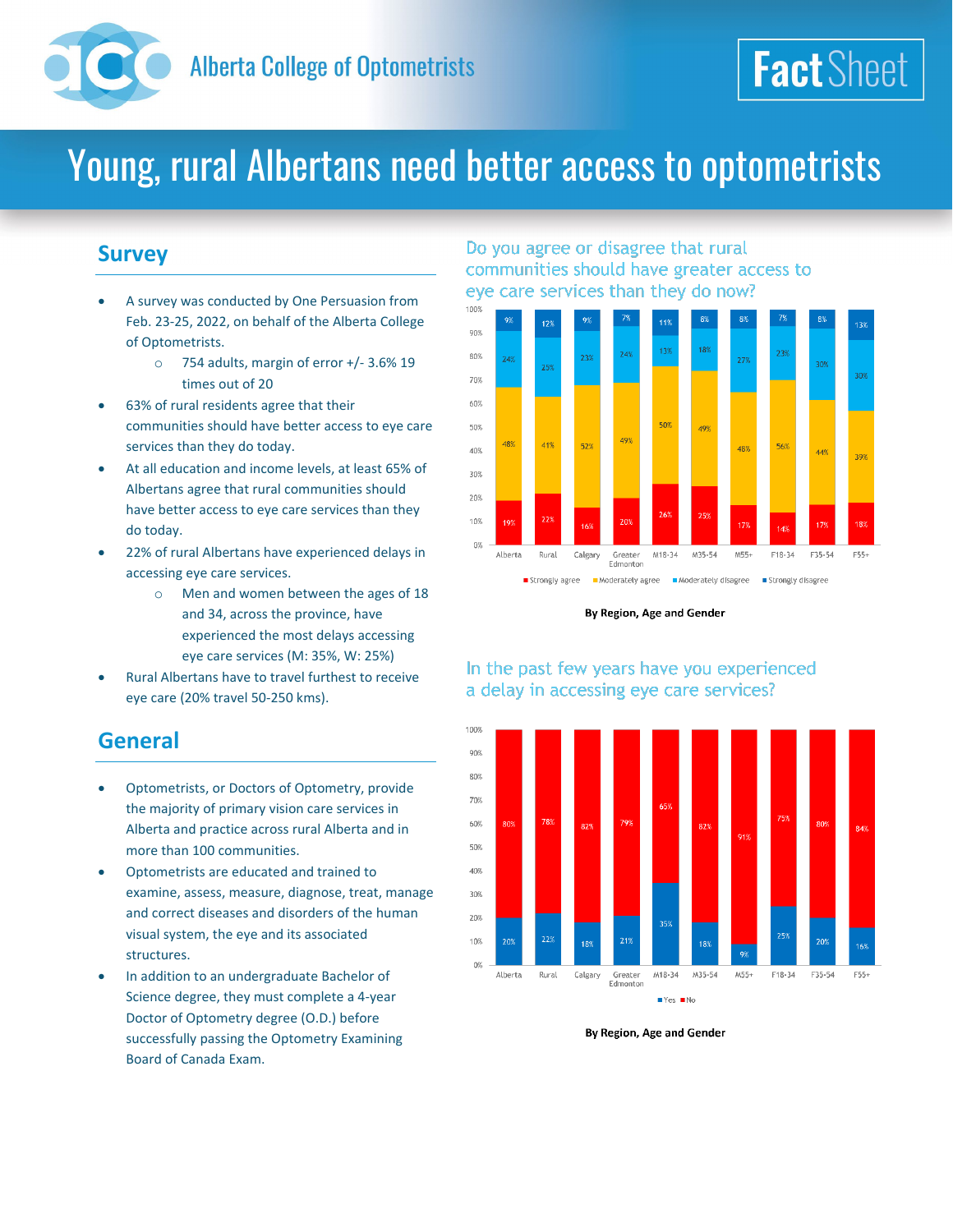Alberta College of Optometrists

**Fact Sheet**

# Young, rural Albertans need better access to optometrists

## Survey

- A survey was conducted by One Persuasion from Feb. 23-25, 2022, on behalf of the Alberta College of Optometrists.
  - 754 adults, margin of error +/- 3.6% 19 times out of 20
- 63% of rural residents agree that their communities should have better access to eye care services than they do today.
- At all education and income levels, at least 65% of Albertans agree that rural communities should have better access to eye care services than they do today.
- 22% of rural Albertans have experienced delays in accessing eye care services.
  - Men and women between the ages of 18 and 34, across the province, have experienced the most delays accessing eye care services (M: 35%, W: 25%)
- Rural Albertans have to travel furthest to receive eye care (20% travel 50-250 kms).

## General

- Optometrists, or Doctors of Optometry, provide the majority of primary vision care services in Alberta and practice across rural Alberta and in more than 100 communities.
- Optometrists are educated and trained to examine, assess, measure, diagnose, treat, manage and correct diseases and disorders of the human visual system, the eye and its associated structures.
- In addition to an undergraduate Bachelor of Science degree, they must complete a 4-year Doctor of Optometry degree (O.D.) before successfully passing the Optometry Examining Board of Canada Exam.

### Do you agree or disagree that rural communities should have greater access to eye care services than they do now?

| | Alberta | Rural | Calgary | Greater Edmonton | M18-34 | M35-54 | M55+ | F18-34 | F35-54 | F55+ |
|---|---|---|---|---|---|---|---|---|---|---|
| Strongly agree | 19% | 22% | 16% | 20% | 26% | 25% | 17% | 14% | 17% | 18% |
| Moderately agree | 48% | 41% | 52% | 49% | 50% | 49% | 48% | 56% | 44% | 39% |
| Moderately disagree | 24% | 25% | 23% | 24% | 13% | 18% | 27% | 23% | 30% | 30% |
| Strongly disagree | 9% | 12% | 9% | 7% | 11% | 8% | 8% | 7% | 8% | 13% |

By Region, Age and Gender

### In the past few years have you experienced a delay in accessing eye care services?

| | Alberta | Rural | Calgary | Greater Edmonton | M18-34 | M35-54 | M55+ | F18-34 | F35-54 | F55+ |
|---|---|---|---|---|---|---|---|---|---|---|
| Yes | 20% | 22% | 18% | 21% | 35% | 18% | 9% | 25% | 20% | 16% |
| No | 80% | 78% | 82% | 79% | 65% | 82% | 91% | 75% | 80% | 84% |

By Region, Age and Gender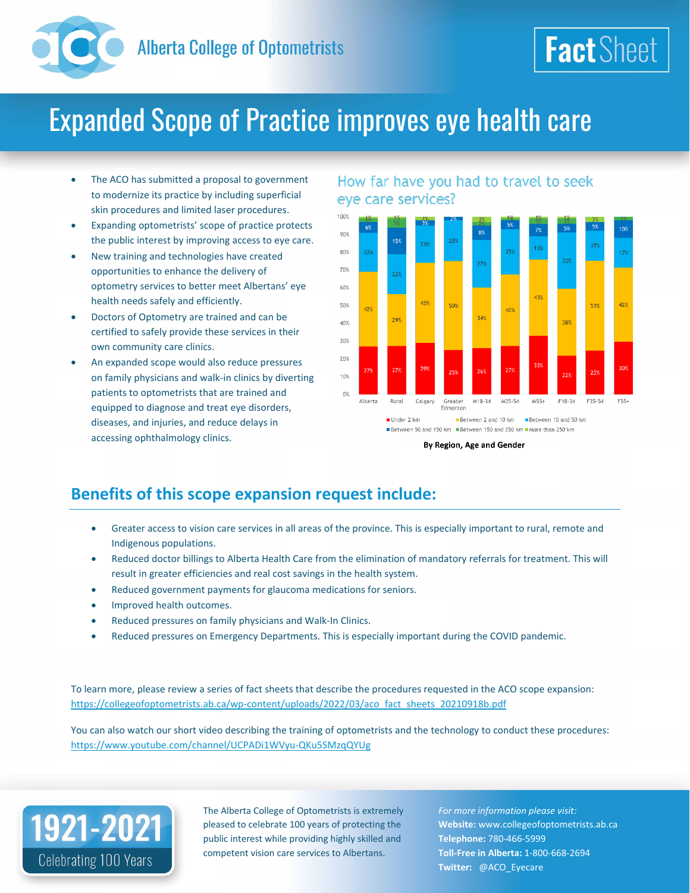# Expanded Scope of Practice improves eye health care

- The ACO has submitted a proposal to government to modernize its practice by including superficial skin procedures and limited laser procedures.
- Expanding optometrists' scope of practice protects the public interest by improving access to eye care.
- New training and technologies have created opportunities to enhance the delivery of optometry services to better meet Albertans' eye health needs safely and efficiently.
- Doctors of Optometry are trained and can be certified to safely provide these services in their own community care clinics.
- An expanded scope would also reduce pressures on family physicians and walk-in clinics by diverting patients to optometrists that are trained and equipped to diagnose and treat eye disorders, diseases, and injuries, and reduce delays in accessing ophthalmology clinics.

How far have you had to travel to seek eye care services?

Alberta, Rural, Calgary, Greater Edmonton, M18-34, M35-54, M55+, F18-34, F35-54, F55+

Under 2 km, Between 2 and 10 km, Between 10 and 50 km, Between 50 and 150 km, Between 150 and 250 km, More than 250 km

By Region, Age and Gender

## Benefits of this scope expansion request include:

- Greater access to vision care services in all areas of the province. This is especially important to rural, remote and Indigenous populations.
- Reduced doctor billings to Alberta Health Care from the elimination of mandatory referrals for treatment. This will result in greater efficiencies and real cost savings in the health system.
- Reduced government payments for glaucoma medications for seniors.
- Improved health outcomes.
- Reduced pressures on family physicians and Walk-In Clinics.
- Reduced pressures on Emergency Departments. This is especially important during the COVID pandemic.

To learn more, please review a series of fact sheets that describe the procedures requested in the ACO scope expansion: https://collegeofoptometrists.ab.ca/wp-content/uploads/2022/03/aco_fact_sheets_20210918b.pdf

You can also watch our short video describing the training of optometrists and the technology to conduct these procedures: https://www.youtube.com/channel/UCPADi1WVyu-QKu5SMzqQYUg

1921-2021 Celebrating 100 Years

The Alberta College of Optometrists is extremely pleased to celebrate 100 years of protecting the public interest while providing highly skilled and competent vision care services to Albertans.

*For more information please visit:*
**Website:** www.collegeofoptometrists.ab.ca
**Telephone:** 780-466-5999
**Toll-Free in Alberta:** 1-800-668-2694
**Twitter:** @ACO_Eyecare